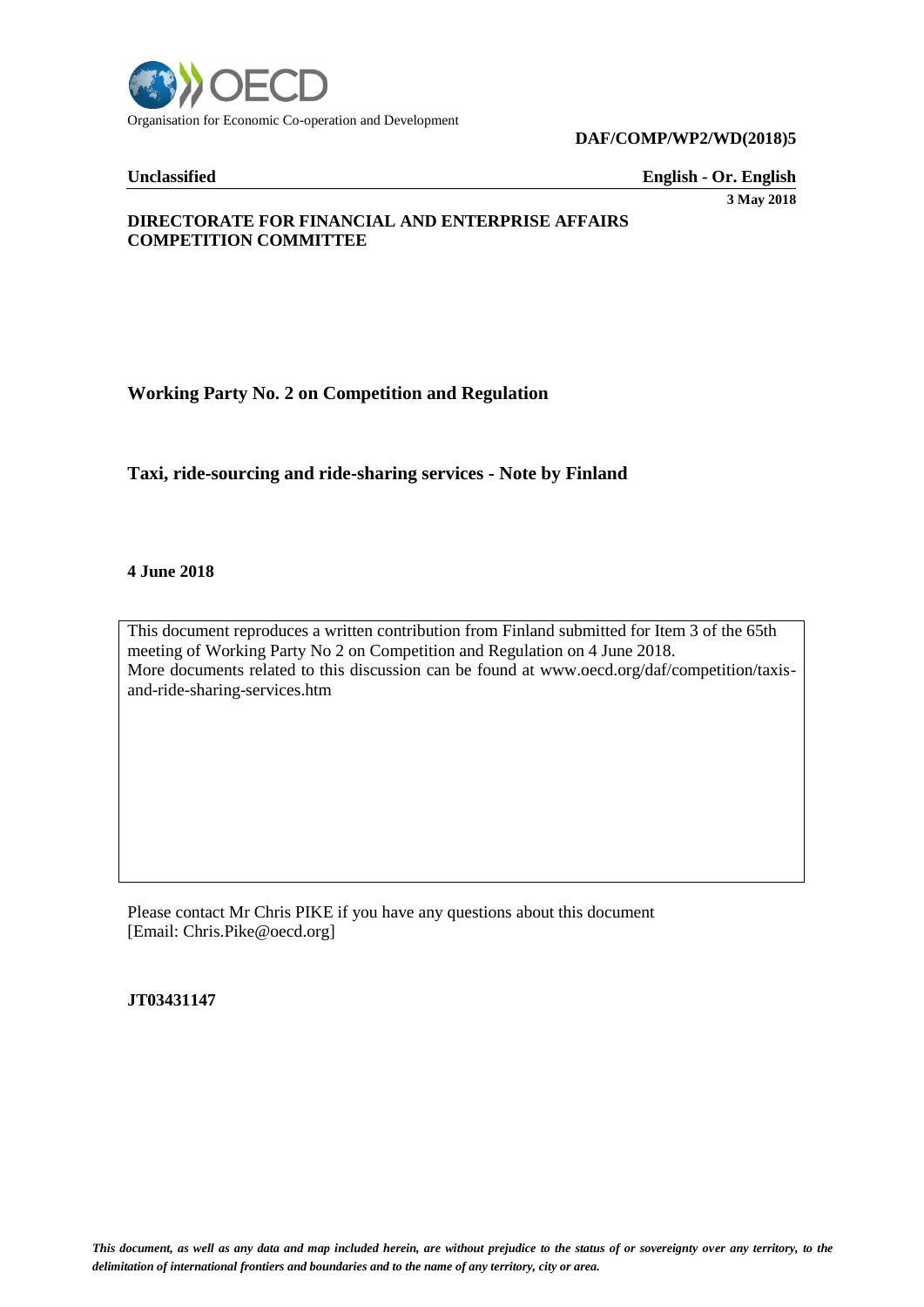OECD

Organisation for Economic Co-operation and Development

**DAF/COMP/WP2/WD(2018)5**

**Unclassified** **English - Or. English**

**3 May 2018**

**DIRECTORATE FOR FINANCIAL AND ENTERPRISE AFFAIRS**
**COMPETITION COMMITTEE**

**Working Party No. 2 on Competition and Regulation**

**Taxi, ride-sourcing and ride-sharing services - Note by Finland**

**4 June 2018**

This document reproduces a written contribution from Finland submitted for Item 3 of the 65th meeting of Working Party No 2 on Competition and Regulation on 4 June 2018.
More documents related to this discussion can be found at www.oecd.org/daf/competition/taxis-and-ride-sharing-services.htm

Please contact Mr Chris PIKE if you have any questions about this document
[Email: Chris.Pike@oecd.org]

**JT03431147**

*This document, as well as any data and map included herein, are without prejudice to the status of or sovereignty over any territory, to the delimitation of international frontiers and boundaries and to the name of any territory, city or area.*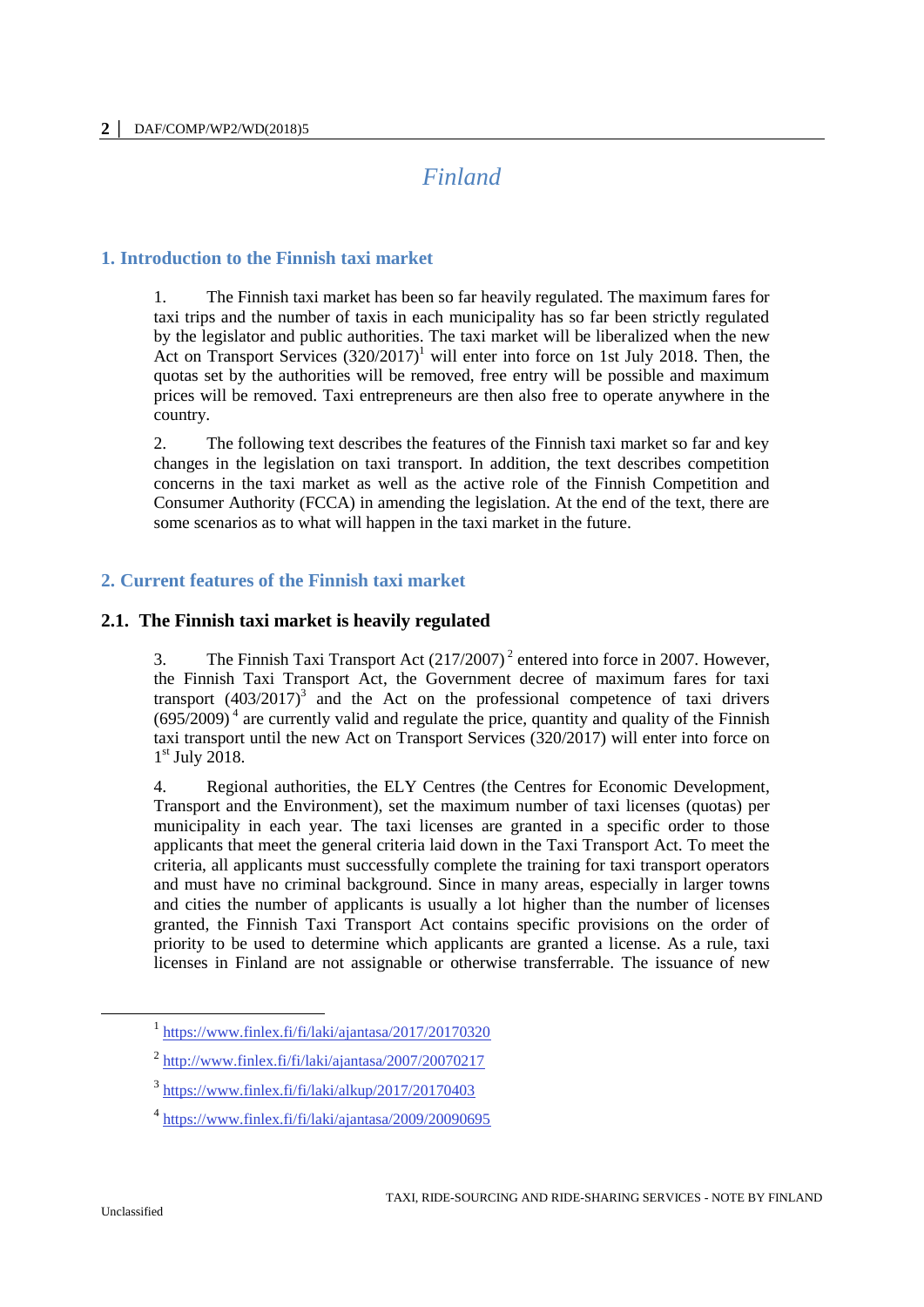# Finland

## 1. Introduction to the Finnish taxi market

1. The Finnish taxi market has been so far heavily regulated. The maximum fares for taxi trips and the number of taxis in each municipality has so far been strictly regulated by the legislator and public authorities. The taxi market will be liberalized when the new Act on Transport Services (320/2017)[1] will enter into force on 1st July 2018. Then, the quotas set by the authorities will be removed, free entry will be possible and maximum prices will be removed. Taxi entrepreneurs are then also free to operate anywhere in the country.

2. The following text describes the features of the Finnish taxi market so far and key changes in the legislation on taxi transport. In addition, the text describes competition concerns in the taxi market as well as the active role of the Finnish Competition and Consumer Authority (FCCA) in amending the legislation. At the end of the text, there are some scenarios as to what will happen in the taxi market in the future.

## 2. Current features of the Finnish taxi market

### 2.1. The Finnish taxi market is heavily regulated

3. The Finnish Taxi Transport Act (217/2007)[2] entered into force in 2007. However, the Finnish Taxi Transport Act, the Government decree of maximum fares for taxi transport (403/2017)[3] and the Act on the professional competence of taxi drivers (695/2009)[4] are currently valid and regulate the price, quantity and quality of the Finnish taxi transport until the new Act on Transport Services (320/2017) will enter into force on 1st July 2018.

4. Regional authorities, the ELY Centres (the Centres for Economic Development, Transport and the Environment), set the maximum number of taxi licenses (quotas) per municipality in each year. The taxi licenses are granted in a specific order to those applicants that meet the general criteria laid down in the Taxi Transport Act. To meet the criteria, all applicants must successfully complete the training for taxi transport operators and must have no criminal background. Since in many areas, especially in larger towns and cities the number of applicants is usually a lot higher than the number of licenses granted, the Finnish Taxi Transport Act contains specific provisions on the order of priority to be used to determine which applicants are granted a license. As a rule, taxi licenses in Finland are not assignable or otherwise transferrable. The issuance of new

[1] https://www.finlex.fi/fi/laki/ajantasa/2017/20170320

[2] http://www.finlex.fi/fi/laki/ajantasa/2007/20070217

[3] https://www.finlex.fi/fi/laki/alkup/2017/20170403

[4] https://www.finlex.fi/fi/laki/ajantasa/2009/20090695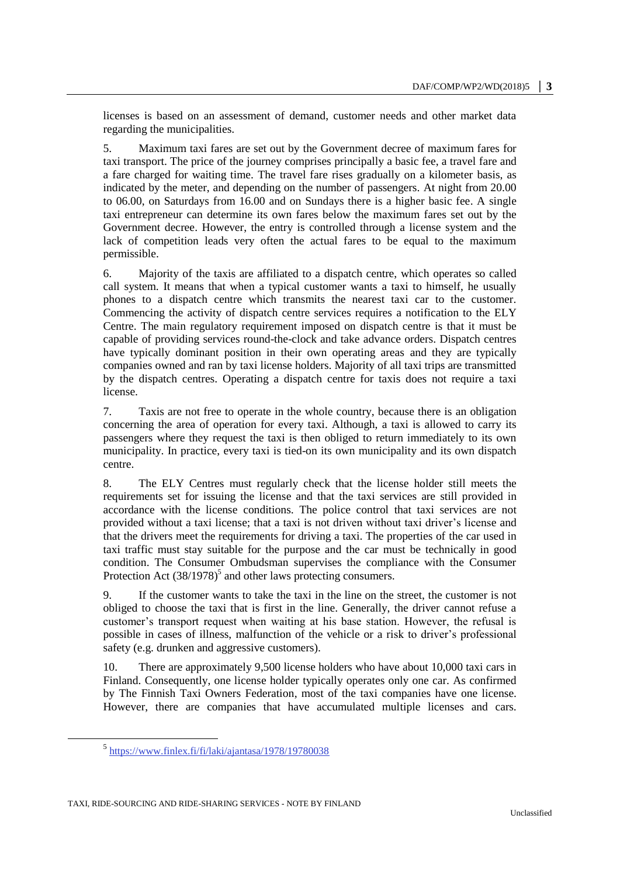licenses is based on an assessment of demand, customer needs and other market data regarding the municipalities.

5. Maximum taxi fares are set out by the Government decree of maximum fares for taxi transport. The price of the journey comprises principally a basic fee, a travel fare and a fare charged for waiting time. The travel fare rises gradually on a kilometer basis, as indicated by the meter, and depending on the number of passengers. At night from 20.00 to 06.00, on Saturdays from 16.00 and on Sundays there is a higher basic fee. A single taxi entrepreneur can determine its own fares below the maximum fares set out by the Government decree. However, the entry is controlled through a license system and the lack of competition leads very often the actual fares to be equal to the maximum permissible.

6. Majority of the taxis are affiliated to a dispatch centre, which operates so called call system. It means that when a typical customer wants a taxi to himself, he usually phones to a dispatch centre which transmits the nearest taxi car to the customer. Commencing the activity of dispatch centre services requires a notification to the ELY Centre. The main regulatory requirement imposed on dispatch centre is that it must be capable of providing services round-the-clock and take advance orders. Dispatch centres have typically dominant position in their own operating areas and they are typically companies owned and ran by taxi license holders. Majority of all taxi trips are transmitted by the dispatch centres. Operating a dispatch centre for taxis does not require a taxi license.

7. Taxis are not free to operate in the whole country, because there is an obligation concerning the area of operation for every taxi. Although, a taxi is allowed to carry its passengers where they request the taxi is then obliged to return immediately to its own municipality. In practice, every taxi is tied-on its own municipality and its own dispatch centre.

8. The ELY Centres must regularly check that the license holder still meets the requirements set for issuing the license and that the taxi services are still provided in accordance with the license conditions. The police control that taxi services are not provided without a taxi license; that a taxi is not driven without taxi driver's license and that the drivers meet the requirements for driving a taxi. The properties of the car used in taxi traffic must stay suitable for the purpose and the car must be technically in good condition. The Consumer Ombudsman supervises the compliance with the Consumer Protection Act (38/1978)[5] and other laws protecting consumers.

9. If the customer wants to take the taxi in the line on the street, the customer is not obliged to choose the taxi that is first in the line. Generally, the driver cannot refuse a customer's transport request when waiting at his base station. However, the refusal is possible in cases of illness, malfunction of the vehicle or a risk to driver's professional safety (e.g. drunken and aggressive customers).

10. There are approximately 9,500 license holders who have about 10,000 taxi cars in Finland. Consequently, one license holder typically operates only one car. As confirmed by The Finnish Taxi Owners Federation, most of the taxi companies have one license. However, there are companies that have accumulated multiple licenses and cars.

[5] https://www.finlex.fi/fi/laki/ajantasa/1978/19780038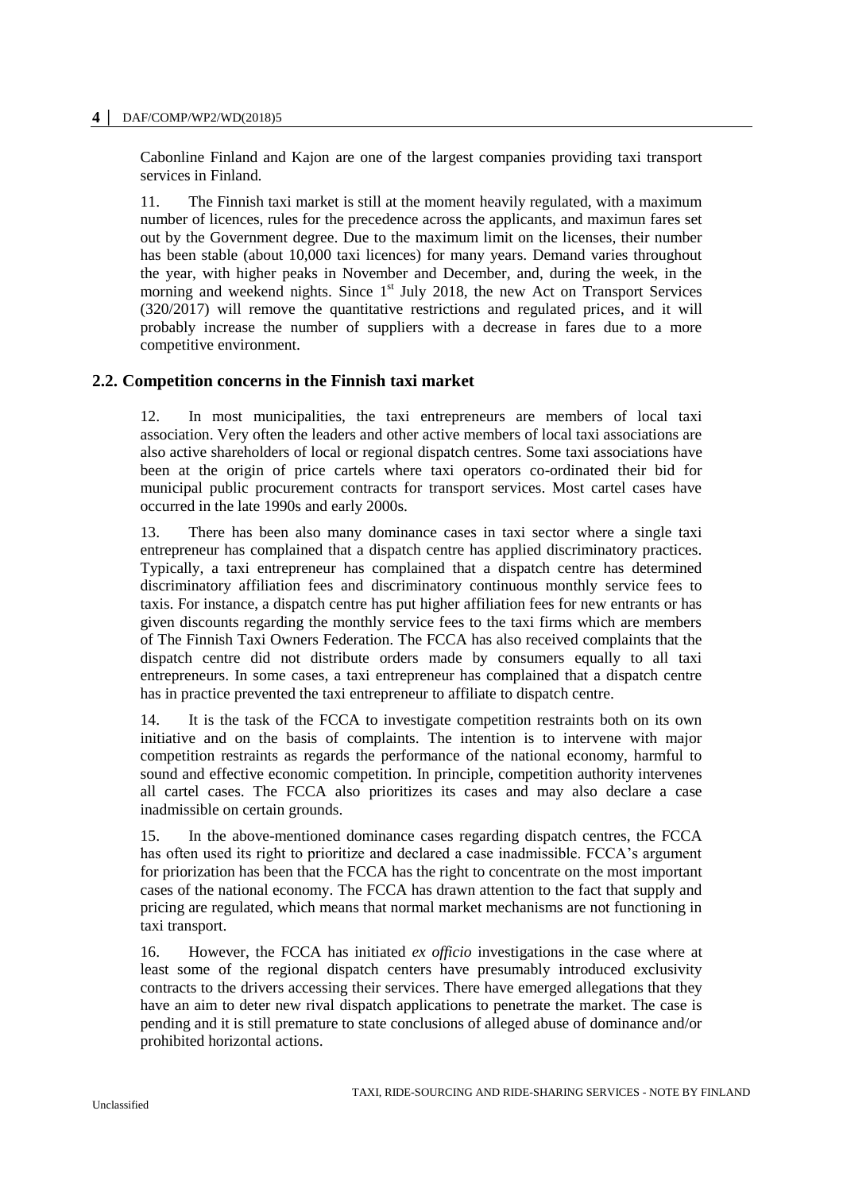Cabonline Finland and Kajon are one of the largest companies providing taxi transport services in Finland.

11. The Finnish taxi market is still at the moment heavily regulated, with a maximum number of licences, rules for the precedence across the applicants, and maximun fares set out by the Government degree. Due to the maximum limit on the licenses, their number has been stable (about 10,000 taxi licences) for many years. Demand varies throughout the year, with higher peaks in November and December, and, during the week, in the morning and weekend nights. Since 1st July 2018, the new Act on Transport Services (320/2017) will remove the quantitative restrictions and regulated prices, and it will probably increase the number of suppliers with a decrease in fares due to a more competitive environment.

## 2.2. Competition concerns in the Finnish taxi market

12. In most municipalities, the taxi entrepreneurs are members of local taxi association. Very often the leaders and other active members of local taxi associations are also active shareholders of local or regional dispatch centres. Some taxi associations have been at the origin of price cartels where taxi operators co-ordinated their bid for municipal public procurement contracts for transport services. Most cartel cases have occurred in the late 1990s and early 2000s.

13. There has been also many dominance cases in taxi sector where a single taxi entrepreneur has complained that a dispatch centre has applied discriminatory practices. Typically, a taxi entrepreneur has complained that a dispatch centre has determined discriminatory affiliation fees and discriminatory continuous monthly service fees to taxis. For instance, a dispatch centre has put higher affiliation fees for new entrants or has given discounts regarding the monthly service fees to the taxi firms which are members of The Finnish Taxi Owners Federation. The FCCA has also received complaints that the dispatch centre did not distribute orders made by consumers equally to all taxi entrepreneurs. In some cases, a taxi entrepreneur has complained that a dispatch centre has in practice prevented the taxi entrepreneur to affiliate to dispatch centre.

14. It is the task of the FCCA to investigate competition restraints both on its own initiative and on the basis of complaints. The intention is to intervene with major competition restraints as regards the performance of the national economy, harmful to sound and effective economic competition. In principle, competition authority intervenes all cartel cases. The FCCA also prioritizes its cases and may also declare a case inadmissible on certain grounds.

15. In the above-mentioned dominance cases regarding dispatch centres, the FCCA has often used its right to prioritize and declared a case inadmissible. FCCA's argument for priorization has been that the FCCA has the right to concentrate on the most important cases of the national economy. The FCCA has drawn attention to the fact that supply and pricing are regulated, which means that normal market mechanisms are not functioning in taxi transport.

16. However, the FCCA has initiated *ex officio* investigations in the case where at least some of the regional dispatch centers have presumably introduced exclusivity contracts to the drivers accessing their services. There have emerged allegations that they have an aim to deter new rival dispatch applications to penetrate the market. The case is pending and it is still premature to state conclusions of alleged abuse of dominance and/or prohibited horizontal actions.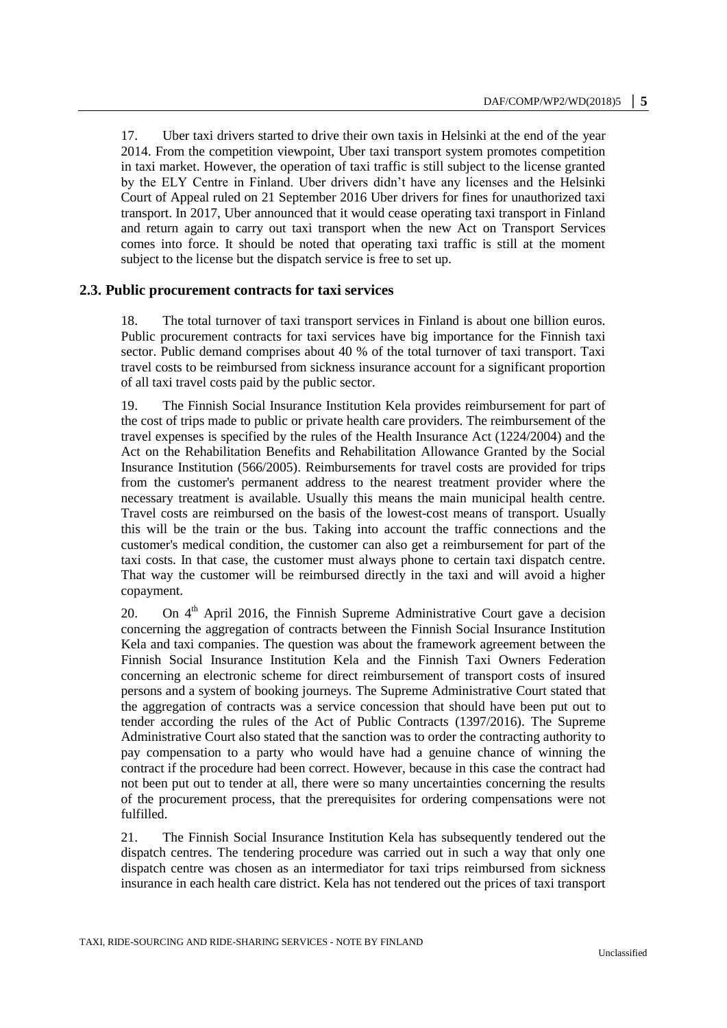17. Uber taxi drivers started to drive their own taxis in Helsinki at the end of the year 2014. From the competition viewpoint, Uber taxi transport system promotes competition in taxi market. However, the operation of taxi traffic is still subject to the license granted by the ELY Centre in Finland. Uber drivers didn't have any licenses and the Helsinki Court of Appeal ruled on 21 September 2016 Uber drivers for fines for unauthorized taxi transport. In 2017, Uber announced that it would cease operating taxi transport in Finland and return again to carry out taxi transport when the new Act on Transport Services comes into force. It should be noted that operating taxi traffic is still at the moment subject to the license but the dispatch service is free to set up.

## 2.3. Public procurement contracts for taxi services

18. The total turnover of taxi transport services in Finland is about one billion euros. Public procurement contracts for taxi services have big importance for the Finnish taxi sector. Public demand comprises about 40 % of the total turnover of taxi transport. Taxi travel costs to be reimbursed from sickness insurance account for a significant proportion of all taxi travel costs paid by the public sector.

19. The Finnish Social Insurance Institution Kela provides reimbursement for part of the cost of trips made to public or private health care providers. The reimbursement of the travel expenses is specified by the rules of the Health Insurance Act (1224/2004) and the Act on the Rehabilitation Benefits and Rehabilitation Allowance Granted by the Social Insurance Institution (566/2005). Reimbursements for travel costs are provided for trips from the customer's permanent address to the nearest treatment provider where the necessary treatment is available. Usually this means the main municipal health centre. Travel costs are reimbursed on the basis of the lowest-cost means of transport. Usually this will be the train or the bus. Taking into account the traffic connections and the customer's medical condition, the customer can also get a reimbursement for part of the taxi costs. In that case, the customer must always phone to certain taxi dispatch centre. That way the customer will be reimbursed directly in the taxi and will avoid a higher copayment.

20. On 4th April 2016, the Finnish Supreme Administrative Court gave a decision concerning the aggregation of contracts between the Finnish Social Insurance Institution Kela and taxi companies. The question was about the framework agreement between the Finnish Social Insurance Institution Kela and the Finnish Taxi Owners Federation concerning an electronic scheme for direct reimbursement of transport costs of insured persons and a system of booking journeys. The Supreme Administrative Court stated that the aggregation of contracts was a service concession that should have been put out to tender according the rules of the Act of Public Contracts (1397/2016). The Supreme Administrative Court also stated that the sanction was to order the contracting authority to pay compensation to a party who would have had a genuine chance of winning the contract if the procedure had been correct. However, because in this case the contract had not been put out to tender at all, there were so many uncertainties concerning the results of the procurement process, that the prerequisites for ordering compensations were not fulfilled.

21. The Finnish Social Insurance Institution Kela has subsequently tendered out the dispatch centres. The tendering procedure was carried out in such a way that only one dispatch centre was chosen as an intermediator for taxi trips reimbursed from sickness insurance in each health care district. Kela has not tendered out the prices of taxi transport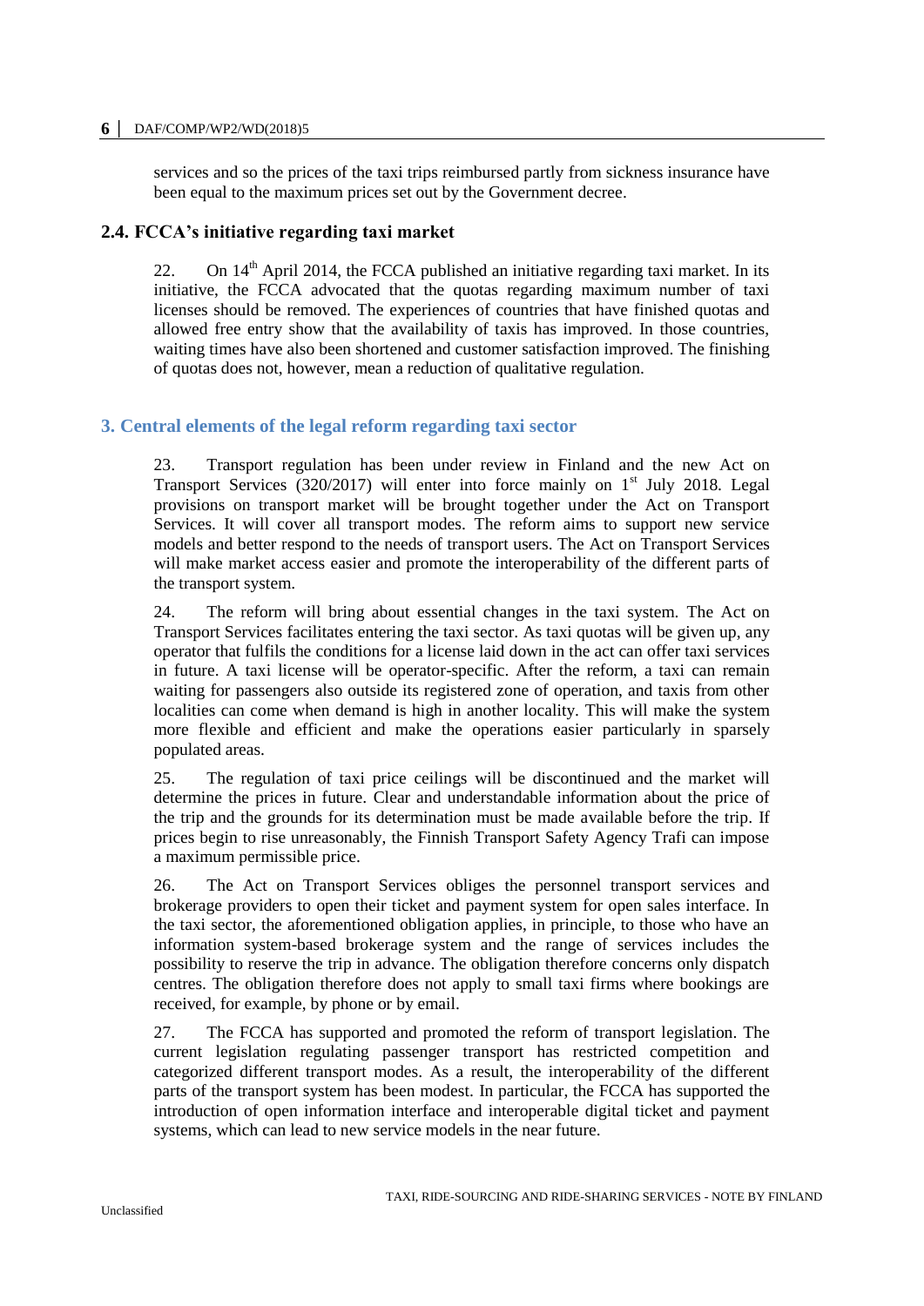services and so the prices of the taxi trips reimbursed partly from sickness insurance have been equal to the maximum prices set out by the Government decree.

### 2.4. FCCA's initiative regarding taxi market

22. On 14th April 2014, the FCCA published an initiative regarding taxi market. In its initiative, the FCCA advocated that the quotas regarding maximum number of taxi licenses should be removed. The experiences of countries that have finished quotas and allowed free entry show that the availability of taxis has improved. In those countries, waiting times have also been shortened and customer satisfaction improved. The finishing of quotas does not, however, mean a reduction of qualitative regulation.

## 3. Central elements of the legal reform regarding taxi sector

23. Transport regulation has been under review in Finland and the new Act on Transport Services (320/2017) will enter into force mainly on 1st July 2018. Legal provisions on transport market will be brought together under the Act on Transport Services. It will cover all transport modes. The reform aims to support new service models and better respond to the needs of transport users. The Act on Transport Services will make market access easier and promote the interoperability of the different parts of the transport system.

24. The reform will bring about essential changes in the taxi system. The Act on Transport Services facilitates entering the taxi sector. As taxi quotas will be given up, any operator that fulfils the conditions for a license laid down in the act can offer taxi services in future. A taxi license will be operator-specific. After the reform, a taxi can remain waiting for passengers also outside its registered zone of operation, and taxis from other localities can come when demand is high in another locality. This will make the system more flexible and efficient and make the operations easier particularly in sparsely populated areas.

25. The regulation of taxi price ceilings will be discontinued and the market will determine the prices in future. Clear and understandable information about the price of the trip and the grounds for its determination must be made available before the trip. If prices begin to rise unreasonably, the Finnish Transport Safety Agency Trafi can impose a maximum permissible price.

26. The Act on Transport Services obliges the personnel transport services and brokerage providers to open their ticket and payment system for open sales interface. In the taxi sector, the aforementioned obligation applies, in principle, to those who have an information system-based brokerage system and the range of services includes the possibility to reserve the trip in advance. The obligation therefore concerns only dispatch centres. The obligation therefore does not apply to small taxi firms where bookings are received, for example, by phone or by email.

27. The FCCA has supported and promoted the reform of transport legislation. The current legislation regulating passenger transport has restricted competition and categorized different transport modes. As a result, the interoperability of the different parts of the transport system has been modest. In particular, the FCCA has supported the introduction of open information interface and interoperable digital ticket and payment systems, which can lead to new service models in the near future.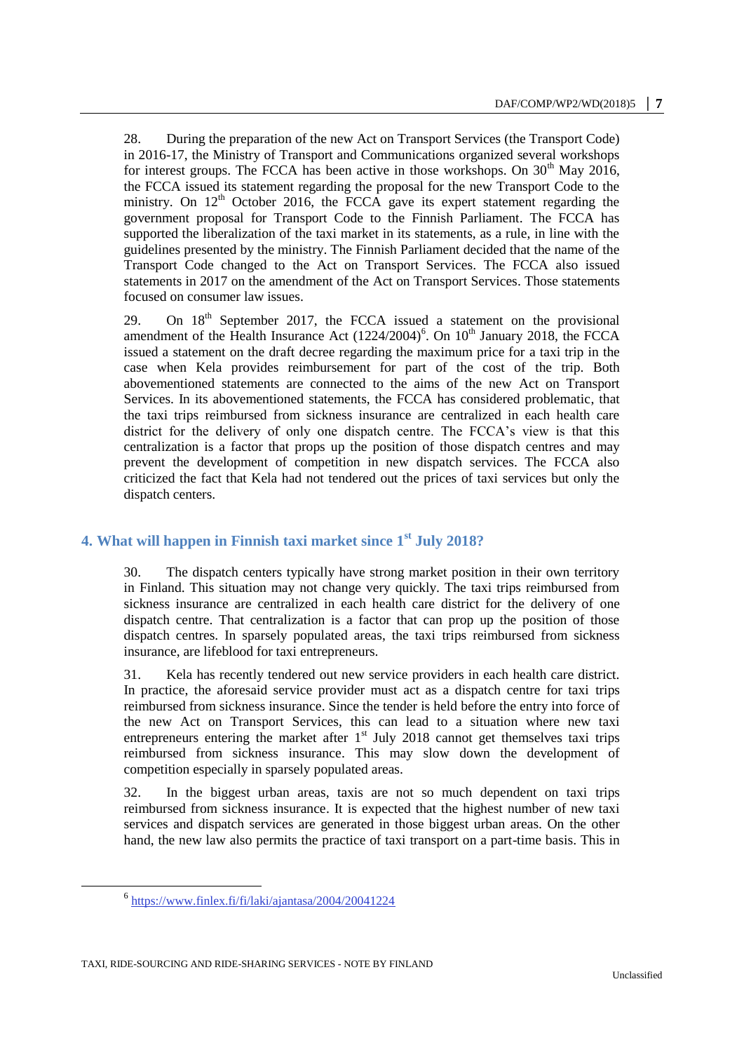28. During the preparation of the new Act on Transport Services (the Transport Code) in 2016-17, the Ministry of Transport and Communications organized several workshops for interest groups. The FCCA has been active in those workshops. On 30th May 2016, the FCCA issued its statement regarding the proposal for the new Transport Code to the ministry. On 12th October 2016, the FCCA gave its expert statement regarding the government proposal for Transport Code to the Finnish Parliament. The FCCA has supported the liberalization of the taxi market in its statements, as a rule, in line with the guidelines presented by the ministry. The Finnish Parliament decided that the name of the Transport Code changed to the Act on Transport Services. The FCCA also issued statements in 2017 on the amendment of the Act on Transport Services. Those statements focused on consumer law issues.

29. On 18th September 2017, the FCCA issued a statement on the provisional amendment of the Health Insurance Act (1224/2004)[6]. On 10th January 2018, the FCCA issued a statement on the draft decree regarding the maximum price for a taxi trip in the case when Kela provides reimbursement for part of the cost of the trip. Both abovementioned statements are connected to the aims of the new Act on Transport Services. In its abovementioned statements, the FCCA has considered problematic, that the taxi trips reimbursed from sickness insurance are centralized in each health care district for the delivery of only one dispatch centre. The FCCA's view is that this centralization is a factor that props up the position of those dispatch centres and may prevent the development of competition in new dispatch services. The FCCA also criticized the fact that Kela had not tendered out the prices of taxi services but only the dispatch centers.

## 4. What will happen in Finnish taxi market since 1st July 2018?

30. The dispatch centers typically have strong market position in their own territory in Finland. This situation may not change very quickly. The taxi trips reimbursed from sickness insurance are centralized in each health care district for the delivery of one dispatch centre. That centralization is a factor that can prop up the position of those dispatch centres. In sparsely populated areas, the taxi trips reimbursed from sickness insurance, are lifeblood for taxi entrepreneurs.

31. Kela has recently tendered out new service providers in each health care district. In practice, the aforesaid service provider must act as a dispatch centre for taxi trips reimbursed from sickness insurance. Since the tender is held before the entry into force of the new Act on Transport Services, this can lead to a situation where new taxi entrepreneurs entering the market after 1st July 2018 cannot get themselves taxi trips reimbursed from sickness insurance. This may slow down the development of competition especially in sparsely populated areas.

32. In the biggest urban areas, taxis are not so much dependent on taxi trips reimbursed from sickness insurance. It is expected that the highest number of new taxi services and dispatch services are generated in those biggest urban areas. On the other hand, the new law also permits the practice of taxi transport on a part-time basis. This in

[6] https://www.finlex.fi/fi/laki/ajantasa/2004/20041224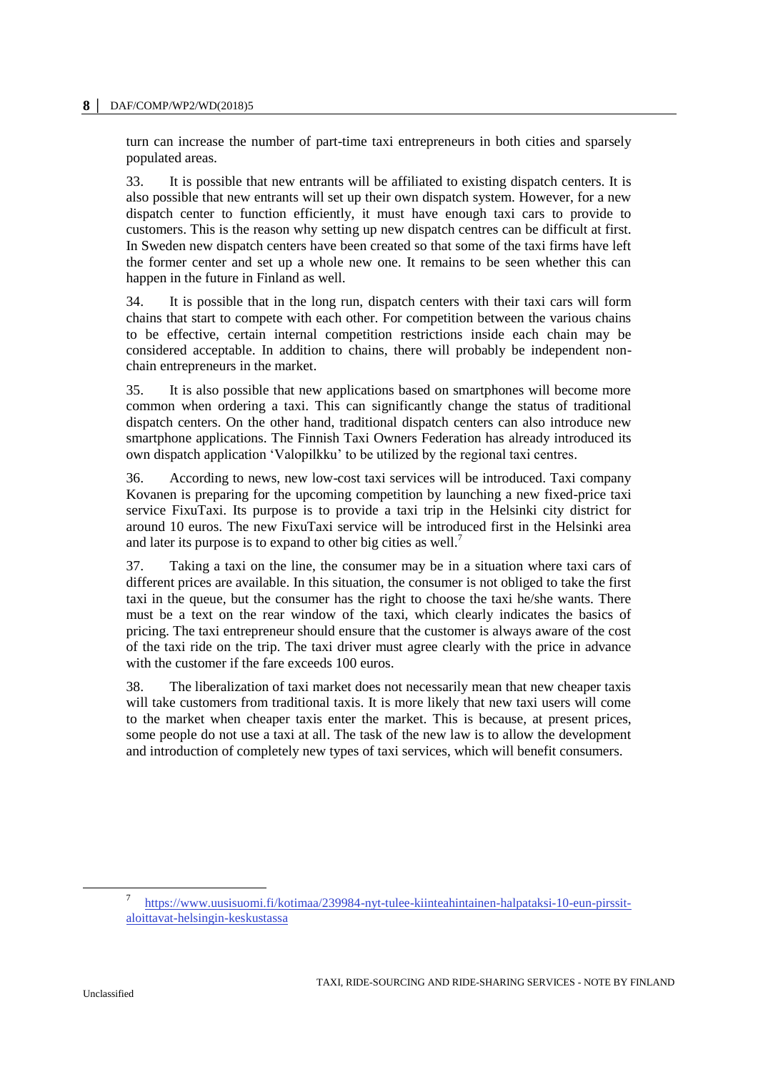turn can increase the number of part-time taxi entrepreneurs in both cities and sparsely populated areas.

33. It is possible that new entrants will be affiliated to existing dispatch centers. It is also possible that new entrants will set up their own dispatch system. However, for a new dispatch center to function efficiently, it must have enough taxi cars to provide to customers. This is the reason why setting up new dispatch centres can be difficult at first. In Sweden new dispatch centers have been created so that some of the taxi firms have left the former center and set up a whole new one. It remains to be seen whether this can happen in the future in Finland as well.

34. It is possible that in the long run, dispatch centers with their taxi cars will form chains that start to compete with each other. For competition between the various chains to be effective, certain internal competition restrictions inside each chain may be considered acceptable. In addition to chains, there will probably be independent non-chain entrepreneurs in the market.

35. It is also possible that new applications based on smartphones will become more common when ordering a taxi. This can significantly change the status of traditional dispatch centers. On the other hand, traditional dispatch centers can also introduce new smartphone applications. The Finnish Taxi Owners Federation has already introduced its own dispatch application 'Valopilkku' to be utilized by the regional taxi centres.

36. According to news, new low-cost taxi services will be introduced. Taxi company Kovanen is preparing for the upcoming competition by launching a new fixed-price taxi service FixuTaxi. Its purpose is to provide a taxi trip in the Helsinki city district for around 10 euros. The new FixuTaxi service will be introduced first in the Helsinki area and later its purpose is to expand to other big cities as well.[7]

37. Taking a taxi on the line, the consumer may be in a situation where taxi cars of different prices are available. In this situation, the consumer is not obliged to take the first taxi in the queue, but the consumer has the right to choose the taxi he/she wants. There must be a text on the rear window of the taxi, which clearly indicates the basics of pricing. The taxi entrepreneur should ensure that the customer is always aware of the cost of the taxi ride on the trip. The taxi driver must agree clearly with the price in advance with the customer if the fare exceeds 100 euros.

38. The liberalization of taxi market does not necessarily mean that new cheaper taxis will take customers from traditional taxis. It is more likely that new taxi users will come to the market when cheaper taxis enter the market. This is because, at present prices, some people do not use a taxi at all. The task of the new law is to allow the development and introduction of completely new types of taxi services, which will benefit consumers.

[7] https://www.uusisuomi.fi/kotimaa/239984-nyt-tulee-kiinteahintainen-halpataksi-10-eun-pirssit-aloittavat-helsingin-keskustassa